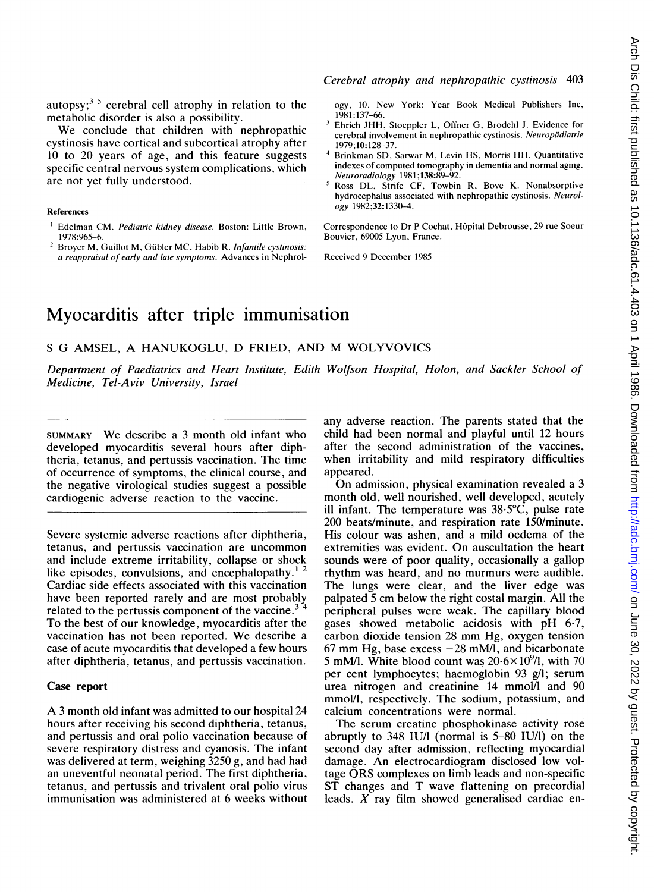autopsy;[3 5] cerebral cell atrophy in relation to the metabolic disorder is also a possibility.

We conclude that children with nephropathic cystinosis have cortical and subcortical atrophy after 10 to 20 years of age, and this feature suggests specific central nervous system complications, which are not yet fully understood.

#### References

1. Edelman CM. *Pediatric kidney disease.* Boston: Little Brown, 1978:965–6.
2. Broyer M, Guillot M, Gübler MC, Habib R. *Infantile cystinosis: a reappraisal of early and late symptoms.* Advances in Nephrology, 10. New York: Year Book Medical Publishers Inc, 1981:137–66.
3. Ehrich JHH, Stoeppler L, Offner G, Brodehl J. Evidence for cerebral involvement in nephropathic cystinosis. *Neuropädiatrie* 1979;**10**:128–37.
4. Brinkman SD, Sarwar M, Levin HS, Morris HH. Quantitative indexes of computed tomography in dementia and normal aging. *Neuroradiology* 1981;**138**:89–92.
5. Ross DL, Strife CF, Towbin R, Bove K. Nonabsorptive hydrocephalus associated with nephropathic cystinosis. *Neurology* 1982;**32**:1330–4.

Correspondence to Dr P Cochat, Hôpital Debrousse, 29 rue Soeur Bouvier, 69005 Lyon, France.

Received 9 December 1985

# Myocarditis after triple immunisation

S G AMSEL, A HANUKOGLU, D FRIED, AND M WOLYVOVICS

*Department of Paediatrics and Heart Institute, Edith Wolfson Hospital, Holon, and Sackler School of Medicine, Tel-Aviv University, Israel*

SUMMARY We describe a 3 month old infant who developed myocarditis several hours after diphtheria, tetanus, and pertussis vaccination. The time of occurrence of symptoms, the clinical course, and the negative virological studies suggest a possible cardiogenic adverse reaction to the vaccine.

Severe systemic adverse reactions after diphtheria, tetanus, and pertussis vaccination are uncommon and include extreme irritability, collapse or shock like episodes, convulsions, and encephalopathy.[1 2] Cardiac side effects associated with this vaccination have been reported rarely and are most probably related to the pertussis component of the vaccine.[3 4] To the best of our knowledge, myocarditis after the vaccination has not been reported. We describe a case of acute myocarditis that developed a few hours after diphtheria, tetanus, and pertussis vaccination.

## Case report

A 3 month old infant was admitted to our hospital 24 hours after receiving his second diphtheria, tetanus, and pertussis and oral polio vaccination because of severe respiratory distress and cyanosis. The infant was delivered at term, weighing 3250 g, and had had an uneventful neonatal period. The first diphtheria, tetanus, and pertussis and trivalent oral polio virus immunisation was administered at 6 weeks without any adverse reaction. The parents stated that the child had been normal and playful until 12 hours after the second administration of the vaccines, when irritability and mild respiratory difficulties appeared.

On admission, physical examination revealed a 3 month old, well nourished, well developed, acutely ill infant. The temperature was 38·5°C, pulse rate 200 beats/minute, and respiration rate 150/minute. His colour was ashen, and a mild oedema of the extremities was evident. On auscultation the heart sounds were of poor quality, occasionally a gallop rhythm was heard, and no murmurs were audible. The lungs were clear, and the liver edge was palpated 5 cm below the right costal margin. All the peripheral pulses were weak. The capillary blood gases showed metabolic acidosis with pH 6·7, carbon dioxide tension 28 mm Hg, oxygen tension 67 mm Hg, base excess −28 mM/l, and bicarbonate 5 mM/l. White blood count was $20{\cdot}6\times10^9$/l, with 70 per cent lymphocytes; haemoglobin 93 g/l; serum urea nitrogen and creatinine 14 mmol/l and 90 mmol/l, respectively. The sodium, potassium, and calcium concentrations were normal.

The serum creatine phosphokinase activity rose abruptly to 348 IU/l (normal is 5–80 IU/l) on the second day after admission, reflecting myocardial damage. An electrocardiogram disclosed low voltage QRS complexes on limb leads and non-specific ST changes and T wave flattening on precordial leads. *X* ray film showed generalised cardiac en-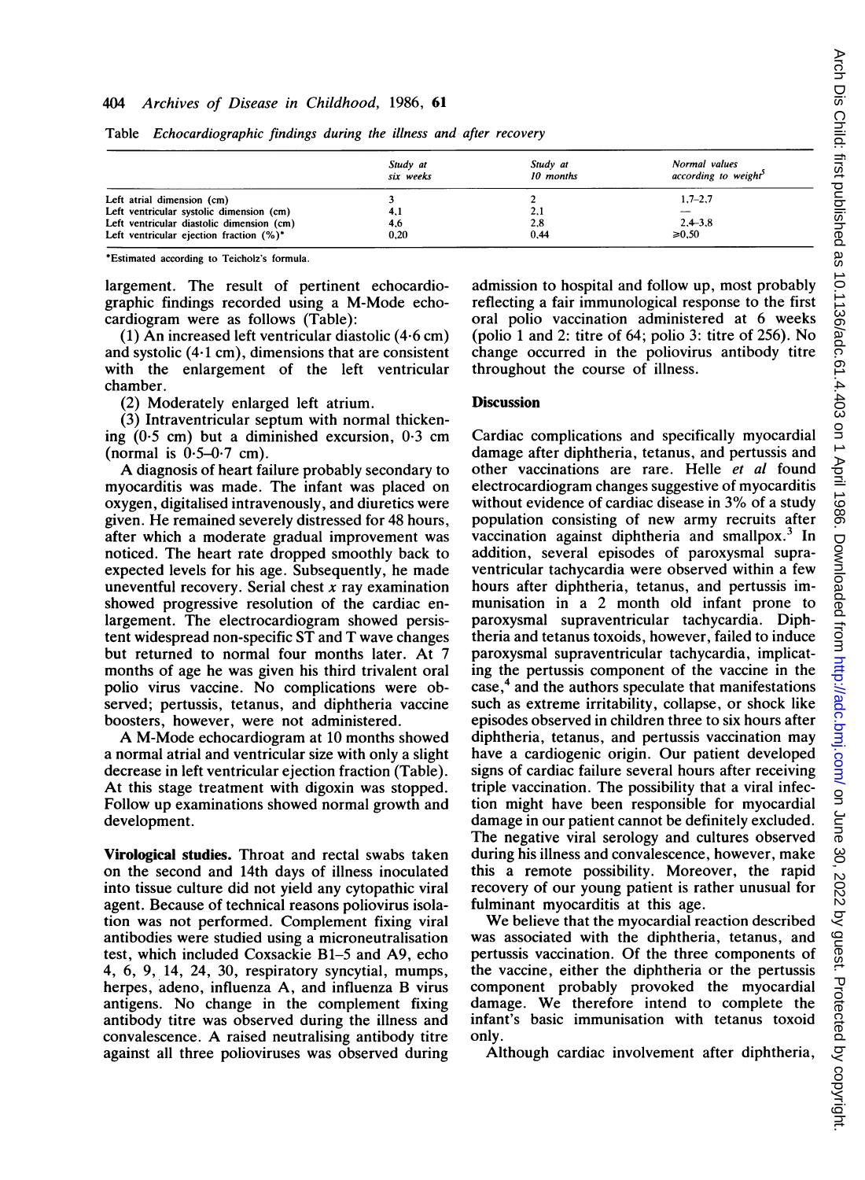Table *Echocardiographic findings during the illness and after recovery*

| | Study at six weeks | Study at 10 months | Normal values according to weight[5] |
|---|---|---|---|
| Left atrial dimension (cm) | 3 | 2 | 1.7–2.7 |
| Left ventricular systolic dimension (cm) | 4.1 | 2.1 | — |
| Left ventricular diastolic dimension (cm) | 4.6 | 2.8 | 2.4–3.8 |
| Left ventricular ejection fraction (%)* | 0.20 | 0.44 | ≥0.50 |

*Estimated according to Teicholz's formula.

largement. The result of pertinent echocardiographic findings recorded using a M-Mode echocardiogram were as follows (Table):

(1) An increased left ventricular diastolic (4·6 cm) and systolic (4·1 cm), dimensions that are consistent with the enlargement of the left ventricular chamber.

(2) Moderately enlarged left atrium.

(3) Intraventricular septum with normal thickening (0·5 cm) but a diminished excursion, 0·3 cm (normal is 0·5–0·7 cm).

A diagnosis of heart failure probably secondary to myocarditis was made. The infant was placed on oxygen, digitalised intravenously, and diuretics were given. He remained severely distressed for 48 hours, after which a moderate gradual improvement was noticed. The heart rate dropped smoothly back to expected levels for his age. Subsequently, he made uneventful recovery. Serial chest *x* ray examination showed progressive resolution of the cardiac enlargement. The electrocardiogram showed persistent widespread non-specific ST and T wave changes but returned to normal four months later. At 7 months of age he was given his third trivalent oral polio virus vaccine. No complications were observed; pertussis, tetanus, and diphtheria vaccine boosters, however, were not administered.

A M-Mode echocardiogram at 10 months showed a normal atrial and ventricular size with only a slight decrease in left ventricular ejection fraction (Table). At this stage treatment with digoxin was stopped. Follow up examinations showed normal growth and development.

**Virological studies.** Throat and rectal swabs taken on the second and 14th days of illness inoculated into tissue culture did not yield any cytopathic viral agent. Because of technical reasons poliovirus isolation was not performed. Complement fixing viral antibodies were studied using a microneutralisation test, which included Coxsackie B1–5 and A9, echo 4, 6, 9, 14, 24, 30, respiratory syncytial, mumps, herpes, adeno, influenza A, and influenza B virus antigens. No change in the complement fixing antibody titre was observed during the illness and convalescence. A raised neutralising antibody titre against all three polioviruses was observed during admission to hospital and follow up, most probably reflecting a fair immunological response to the first oral polio vaccination administered at 6 weeks (polio 1 and 2: titre of 64; polio 3: titre of 256). No change occurred in the poliovirus antibody titre throughout the course of illness.

## Discussion

Cardiac complications and specifically myocardial damage after diphtheria, tetanus, and pertussis and other vaccinations are rare. Helle *et al* found electrocardiogram changes suggestive of myocarditis without evidence of cardiac disease in 3% of a study population consisting of new army recruits after vaccination against diphtheria and smallpox.[3] In addition, several episodes of paroxysmal supraventricular tachycardia were observed within a few hours after diphtheria, tetanus, and pertussis immunisation in a 2 month old infant prone to paroxysmal supraventricular tachycardia. Diphtheria and tetanus toxoids, however, failed to induce paroxysmal supraventricular tachycardia, implicating the pertussis component of the vaccine in the case,[4] and the authors speculate that manifestations such as extreme irritability, collapse, or shock like episodes observed in children three to six hours after diphtheria, tetanus, and pertussis vaccination may have a cardiogenic origin. Our patient developed signs of cardiac failure several hours after receiving triple vaccination. The possibility that a viral infection might have been responsible for myocardial damage in our patient cannot be definitely excluded. The negative viral serology and cultures observed during his illness and convalescence, however, make this a remote possibility. Moreover, the rapid recovery of our young patient is rather unusual for fulminant myocarditis at this age.

We believe that the myocardial reaction described was associated with the diphtheria, tetanus, and pertussis vaccination. Of the three components of the vaccine, either the diphtheria or the pertussis component probably provoked the myocardial damage. We therefore intend to complete the infant's basic immunisation with tetanus toxoid only.

Although cardiac involvement after diphtheria,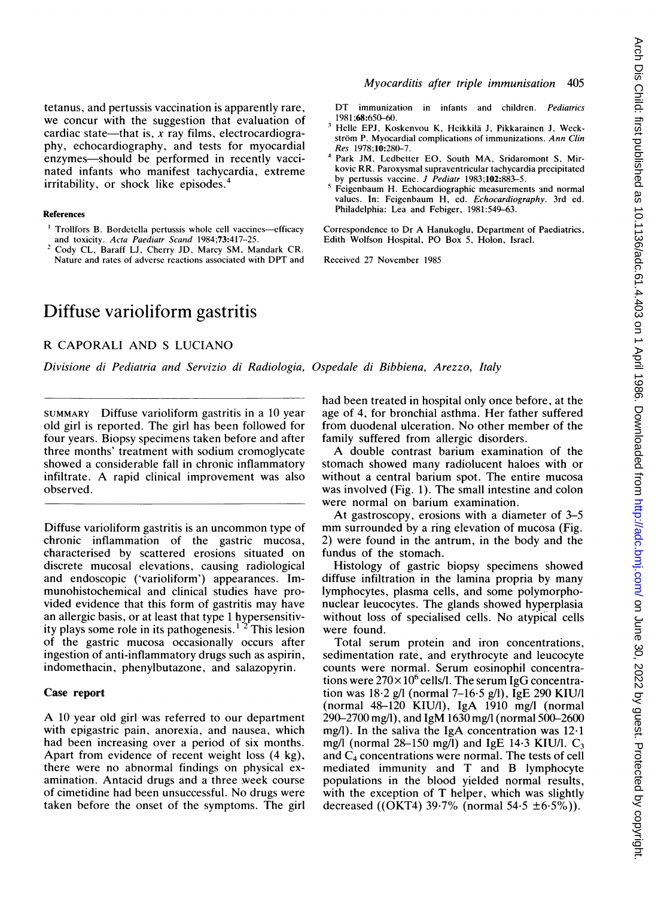tetanus, and pertussis vaccination is apparently rare, we concur with the suggestion that evaluation of cardiac state—that is, x ray films, electrocardiography, echocardiography, and tests for myocardial enzymes—should be performed in recently vaccinated infants who manifest tachycardia, extreme irritability, or shock like episodes.[4]

#### References

1. Trollfors B. Bordetella pertussis whole cell vaccines—efficacy and toxicity. *Acta Paediatr Scand* 1984;**73**:417–25.
2. Cody CL, Baraff LJ, Cherry JD, Marcy SM, Mandark CR. Nature and rates of adverse reactions associated with DPT and DT immunization in infants and children. *Pediatrics* 1981;**68**:650–60.
3. Helle EPJ, Koskenvou K, Heikkilä J, Pikkarainen J, Weckström P. Myocardial complications of immunizations. *Ann Clin Res* 1978;**10**:280–7.
4. Park JM, Ledbetter EO, South MA, Sridaromont S, Mirkovic RR. Paroxysmal supraventricular tachycardia precipitated by pertussis vaccine. *J Pediatr* 1983;**102**:883–5.
5. Feigenbaum H. Echocardiographic measurements and normal values. In: Feigenbaum H, ed. *Echocardiography*. 3rd ed. Philadelphia: Lea and Febiger, 1981:549–63.

Correspondence to Dr A Hanukoglu, Department of Paediatrics, Edith Wolfson Hospital, PO Box 5, Holon, Israel.

Received 27 November 1985

# Diffuse varioliform gastritis

R CAPORALI AND S LUCIANO

*Divisione di Pediatria and Servizio di Radiologia, Ospedale di Bibbiena, Arezzo, Italy*

SUMMARY Diffuse varioliform gastritis in a 10 year old girl is reported. The girl has been followed for four years. Biopsy specimens taken before and after three months' treatment with sodium cromoglycate showed a considerable fall in chronic inflammatory infiltrate. A rapid clinical improvement was also observed.

Diffuse varioliform gastritis is an uncommon type of chronic inflammation of the gastric mucosa, characterised by scattered erosions situated on discrete mucosal elevations, causing radiological and endoscopic ('varioliform') appearances. Immunohistochemical and clinical studies have provided evidence that this form of gastritis may have an allergic basis, or at least that type 1 hypersensitivity plays some role in its pathogenesis.[1,2] This lesion of the gastric mucosa occasionally occurs after ingestion of anti-inflammatory drugs such as aspirin, indomethacin, phenylbutazone, and salazopyrin.

## Case report

A 10 year old girl was referred to our department with epigastric pain, anorexia, and nausea, which had been increasing over a period of six months. Apart from evidence of recent weight loss (4 kg), there were no abnormal findings on physical examination. Antacid drugs and a three week course of cimetidine had been unsuccessful. No drugs were taken before the onset of the symptoms. The girl had been treated in hospital only once before, at the age of 4, for bronchial asthma. Her father suffered from duodenal ulceration. No other member of the family suffered from allergic disorders.

A double contrast barium examination of the stomach showed many radiolucent haloes with or without a central barium spot. The entire mucosa was involved (Fig. 1). The small intestine and colon were normal on barium examination.

At gastroscopy, erosions with a diameter of 3–5 mm surrounded by a ring elevation of mucosa (Fig. 2) were found in the antrum, in the body and the fundus of the stomach.

Histology of gastric biopsy specimens showed diffuse infiltration in the lamina propria by many lymphocytes, plasma cells, and some polymorphonuclear leucocytes. The glands showed hyperplasia without loss of specialised cells. No atypical cells were found.

Total serum protein and iron concentrations, sedimentation rate, and erythrocyte and leucocyte counts were normal. Serum eosinophil concentrations were $270 \times 10^6$ cells/l. The serum IgG concentration was 18·2 g/l (normal 7–16·5 g/l), IgE 290 KIU/l (normal 48–120 KIU/l), IgA 1910 mg/l (normal 290–2700 mg/l), and IgM 1630 mg/l (normal 500–2600 mg/l). In the saliva the IgA concentration was 12·1 mg/l (normal 28–150 mg/l) and IgE 14·3 KIU/l. $C_3$ and $C_4$ concentrations were normal. The tests of cell mediated immunity and T and B lymphocyte populations in the blood yielded normal results, with the exception of T helper, which was slightly decreased ((OKT4) 39·7% (normal 54·5 ±6·5%)).